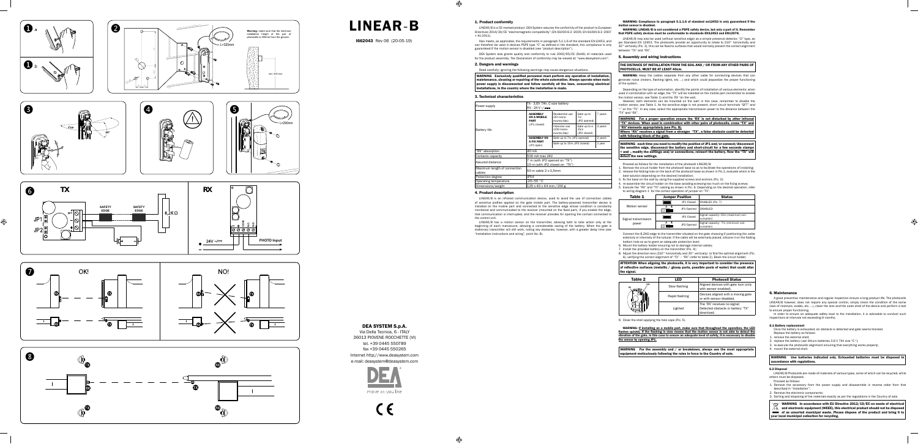# LINEAR-B

I662043 Rev 06 (20-05-19)

**DEA SYSTEM S.p.A.**
Via Della Tecnica, 6 - ITALY
36013 PIOVENE ROCCHETTE (VI)
tel. +39 0445 550789
fax +39 0445 550265
Internet http://www.deasystem.com
e-mail: deasystem@deasystem.com

move as you like

## 1. Product conformity

LINEAR/B is a CE marked product. DEA System assures the conformity of the product to European Directives 2014/30/CE "electromagnetic compatibility" (EN 61000-6-2 :2005; EN 61000-6-3 :2007 + A1:2011).

Also meets, as applicable, the requirements in paragraph 5.1.1.6 of the standard EN12453, and can therefore be used in devices PSPE type "C" as defined in the standard, this compliance is only guaranteed if the motion sensor is disabled (see "product description").

DEA System also grants quality and conformity to rule 2002/95/CE (RoHS) of materials used for the product assembly. The Declaration of conformity may be viewed at: "www.deasystem.com".

## 2. Dangers and warnings

Read carefully: ignoring the following warnings may cause dangerous situations.

**WARNING Exclusively qualified personnel must perform any operation of installation, maintenance, cleaning or repairing of the whole automation. Always operate when main power supply is disconnected and follow carefully all the laws, concerning electrical installations, in the country where the installation is made.**

## 3. Technical characteristics

| Power supply | TX : 3,6V 7Ah, C size battery<br>RX : 24 V | | | |
|---|---|---|---|---|
| Battery life | ASSEMBLY ON A MOBILE PART (JP1 closed) | Residential use (20 manœuvres/day) | Gate up to 7m (JP2 opened) | 7 years |
| | | Intensive use (100 manœuvres/day) | Gate up to a 15m (JP2 closed) | 3 years |
| | ASSEMBLY ON A FIX PART (JP1 open) | Gate up to 7m (JP2 opened) | | 3 years |
| | | Gate up to 15m (JP2 closed) | | 1 year |
| "RX" absorption | 40 mA | | | |
| Contacts capacity | 500 mA max 24V | | | |
| Assured distance | 7 m (with JP2 opened on "TX")<br>15 m (with JP2 closed on "TX") | | | |
| Maximum length of connection cables | 50 m cable 2 x 0,5mm | | | |
| Protection degree | IP54 | | | |
| Operating temperature | -20÷55 ° C | | | |
| Dimensions/weight | 125 x 40 x 44 mm / 150 g | | | |

## 4. Product description

LINEAR/B is an infrared communication device, used to avoid the use of connection cables of sensitive profiles applied on the gate mobile part. The battery-powered transmitter device is installed on the mobile part and connected to the sensitive edge whose condition is constantly monitored and communicated to the receiver (mounted on the fixed part). If you enable the edge, that communication is interrupted, and the receiver provides for opening the contact connected to the control unit.

LINEAR/B has a motion sensor on the transmitter, allowing both to take action only at the beginning of each manoeuvre, allowing a considerable saving of the battery. When the gate is stationary transmitter will still work, noting any obstacles, however, with a greater delay time (see "installation instructions and wiring", point No. 8).

**WARNING: Compliance to paragraph 5.1.1.6 of standard en12453 is only guaranteed if the motion sensor is disabled.**

**WARNING: LINEAR/B is not considered a PSPE safety device, but only a part of it. Remember that PSPE safety devices must be conformable to standards EN12453 and EN12978.**

LINEAR/B may also be used (without sensitive edge) as a simple presence detector, "D" type, as per Standard EN 12453. The photocells provide an opportunity to rotate to 210° horizontally and 30° vertically (Pic. 3), this can be fixed to surfaces that would normally prevent the correct alignment between "TX" and "RX".

## 5. Assembly and wiring instructions

**THE DISTANCE OF INSTALLATION FROM THE SOIL AND / OR FROM ANY OTHER PAIRS OF PHOTOCELLS, MUST BE AT LEAST 40cm.**

**WARNING:** Keep the cables separate from any other cable for connecting devices that can generate noise (motors, flashing lights, etc. . .) and which could jeopardize the proper functioning of the system.

Depending on the type of automation, identify the points of installation of various elements: when used in combination with an edge, the "TX" will be installed on the mobile part (remember to enable the motion sensor, see Table 1) and the "RX" on the wall.

However, both elements can be mounted on the wall: in this case, remember to disable the motion sensor, see Table 1. As the sensitive edge is not present, short circuit terminals "SFT" and "-" on the "TX". In any case, select the appropriate transmission power to the distance between the "TX" and "RX".

**WARNING For a proper operation ensure the "RX" is not disturbed by other infrared "TX" devices. When used in combination with other pairs of photocells, cross "TX" and "RX" elements appropriately (see Pic. 8). Where "RX" receives a signal from a stranger "TX", a false obstacle could be detected with following block of the gate.**

**WARNING each time you need to modify the position of JP1 and/or connect/disconnect the sensitive edge, disconnect the battery and short-circuit for a few seconds clamps + and -, modify the settings and/or connections, reinsert the battery. Now the "TX" will detect the new settings.**

Proceed as follows for the installation of the photocell LINEAR/B:
1. Remove the circuit holder from the photocell base so as to facilitate the operations of installing;
2. release the folding hole on the back of the photocell base as shown in Pic.1, evaluate which is the best solution depending on the desired installation;
3. fix the base on the wall by using the supplied screws and anchors (Pic. 2);
4. re-assemble the circuit holder on the base avoiding screwing too much on the fixing screws;
5. Execute the "RX" and "TX" cabling as shown in Pic. 6. Depending on the desired operation, refer to wiring diagram 1 for the correct operation of jumper on "TX".

| Table 1 | Jumper Position | | Status |
|---|---|---|---|
| Motion sensor | | JP1 Closed | ENABLED (Pic. 7) |
| | | JP1 Opened | DISABLED |
| Signal transmission power | | JP2 Closed | Signal capacity: 15m (maximum consumption) |
| | | JP2 Opened | Signal capacity: 7m (minimum consumption) |

Connect the 8,2KΩ edge to the transmitter situated on the gate choosing if positioning the cable exteriorly or internally of the tubular. If the cable will be externally placed, silicone it on the folding bottom hole so as to grant an adequate protection level;
6. Mount the battery holder ensuring not to damage internal cables;
7. Install the provided battery on the transmitter (Pic. 4);
8. Adjust the direction lens (210° horizontally and 30° vertically) to find the optimal alignment (Pic. 6), verifying the correct alignment of "TX" - "RX" (refer to table 2). Block the circuit holder;

**ATTENTION When aligning the photocells, it is very important to consider the presence of reflective surfaces (metallic / glossy parts, possible pools of water) that could alter the signal.**

| Table 2 | LED | Photocell Status |
|---|---|---|
| | Slow flashing | Aligned devices with gate lock (only with sensor enabled). |
| | Rapid flashing | Devices aligned with a moving gate or with sensor disabled. |
| | Lighted | The "RX" receives no signal: Detected obstacle or battery "TX" download. |

9. Close the shell applying the hole caps (Pic. 5).

**WARNING: If installing on a mobile part, make sure that throughout the operation, the LED flashes quickly. If the flashing is slow means that the motion sensor is not able to detect the vibration of the gate. In this case to ensure an adequate level of safety, it is necessary to disable the sensor by opening JP1.**

**WARNING For the assembly and / or breakdowns, always use the most appropriate equipment meticulously following the rules in force in the Country of sale.**

## 6. Maintenance

A good preventive maintenance and regular inspection ensure a long product life. The photocells LINEAR/B however, does not require any special control, simply check the condition of the same (lack of moisture, oxides, etc. . .), clean the lens and the outer shell of the device and perform a test to ensure proper functioning.

In order to ensure an adequate safety level to the installation, it is advisable to conduct such inspections at intervals not exceeding 6 months.

### 6.1 Battery replacement

Once the battery is exhausted, an obstacle is detected and gate seems blocked. Replace the battery as follows:
1. remove the external shell;
2. replace the battery (use lithium batteries 3,6 V 7Ah size "C");
3. re-execute the photocells alignment ensuring that everything works properly;
4. mount the external shell.

**WARNING Use batteries indicated only. Exhausted batteries must be disposed in accordance with regulations.**

### 6.2 Disposal

LINEAR/B Photocells are made of materials of various types, some of which can be recycled, while others must be disposed.

Proceed as follows:
1. Remove the accessory from the power supply and disassemble in reverse order from that described in "Installation";
2. Remove the electronic components;
3. Sorting and disposing of the materials exactly as per the regulations in the Country of sale.

**WARNING In accordance with EU Directive 2012/19/EC on waste of electrical and electronic equipment (WEEE), this electrical product should not be disposed of as unsorted municipal waste. Please dispose of the product and bring it to your local municipal collection for recycling.**

Warning: make sure that the minimum installation height of the pair of photocells is 400mm from the ground.

L=320mm

min. 400 mm

210°

30°

L=290mm

TX

SAFETY EDGE

SAFETY EDGE

JP1

JP2

8,2KΩ

RX

24V

PHOTO Input

OK!

NO!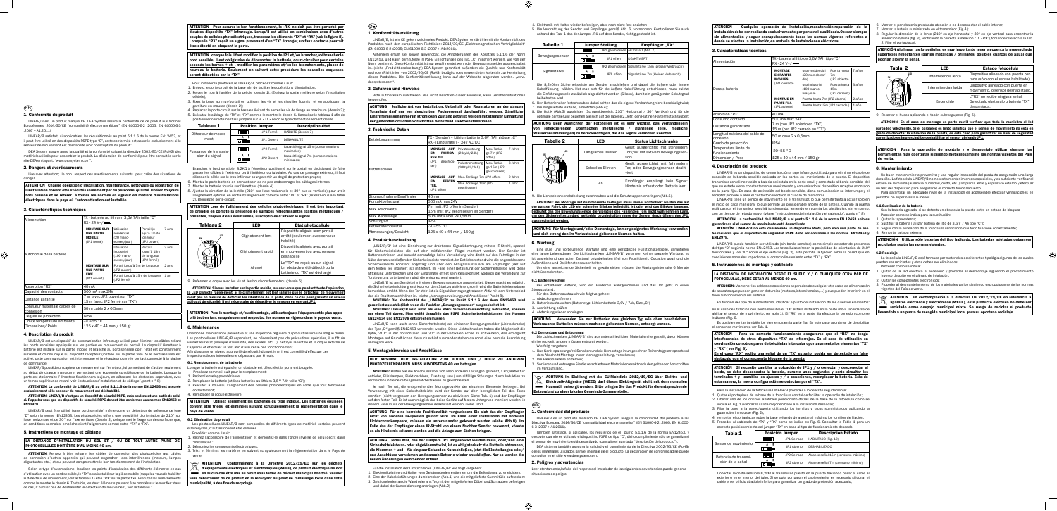# FR

## 1. Conformité du produit

LINEAR/B est un produit marqué CE. DEA System assure la conformité de ce produit aux Normes Européennes: 2014/30/CE "compatibilité électromagnétique" (EN 61000-6-2:2005; EN 61000-6-3:2007 + A1:2011).

LINEAR/B satisfait, si applicables, les réquisitionnés au point 5.1.1.6 de la norme EN12453, et il peut être utilisé en des dispositif PSPE type "C", cette conformité est assurée exclusivement si le senseur de mouvement est déshabilité (voir "paramétrage" au chapitre 6).

DEA System assure aussi la conformité suivant la directive 2002/95/CE (RoHS) des matériaux utilisés pour assembler le produit. La déclaration de conformité peut être consultée sur le site DEA en tapant: "www.deasystem.com".

## 2. Dangers et avertissements

Lire avec attention; le non respect des avertissements suivants peut créer des situations de danger.

**ATTENTION Chaque opération d'installation, maintenance, nettoyage ou réparation de l'installation doivent être exécutés seulement par du personnel qualifié. Opérer toujours bien renseigné et se référer à toutes les normes en vigueur en matière d'installations électriques dans le pays où l'automatisation est installée.**

## 3. Caractéristiques techniques

| | | | | |
|---|---|---|---|---|
| Alimentation | TX - batterie au lithium 3,6V 7Ah taille "C"; RX - 24 V~ | | | |
| Autonomie de la batterie | MONTAGE SUR UNE PARTIE MOBILE (JP1 fermé) | Utilisation résidentiel (20 manoeuvres/jour) | Portail jusqu'à 7m de longueur (JP2 ouvert) | 7 ans |
| | | Utilisation industrielle (100 manoeuvres/jour) | Portail jusqu'à 15m de longueur (JP2 fermé) | 3 ans |
| | MONTAGE SUR UNE PARTIE FIXE (JP1 ouvert) | Portail jusqu'à 7m de longueur (JP2 ouvert) | | 2 ans |
| | | Portail jusqu'à 15m de longueur (JP2 fermé) | | 1 an |
| Absorption "RX" | 40 mA | | | |
| Capacité des contacts | 500 mA max 24V | | | |
| Distance garantie | 7 m (avec JP2 ouvert sur "TX"); 15 m (avec JP2 fermé sur "TX") | | | |
| Longueur maximale câbles de connexion | 50 m câble 2 x 0,5mm | | | |
| Degrée de protection | IP54 | | | |
| Limite température ambiante | -20÷55 °C | | | |
| Dimensions/ Poids | 125 x 40 x 44 mm / 150 gr | | | |

## 4. Description du produit

LINEAR/B est un dispositif de communication infrarouge utilisé pour éliminer les câbles reliant les bords sensibles appliqués sur les parties en mouvement du portail. Le dispositif émetteur à batterie est installé sur la partie mobile et branché au bord sensible dont l'état est constamment surveillé et communiqué au récepteur installé sur la partie fixe). Si le bord sensibles est activé, cette communication est interrompue et le récepteur ouvre le contact connecté à la platine de contrôle.

LINEAR/B possède un capteur de mouvement sur l'émetteur, lui permettant de l'activer seulement au début de chaque manoeuvre, permettant une économie considérable de la batterie. Lorsque la porte est stationnaire l'émetteur fonctionnera toujours, en détectant les obstacles, cependant, avec un temps supérieur de retard (voir «Instructions d'installation et câblage», point n° 8).

**ATTENTION: La conformité de LINEAR/B au point 5.1.1.6 de la norme EN 12453 est assurée exclusivement si le senseur de mouvement est déshabilité.**

**ATTENTION: LINEAR/B n'est pas un dispositif de sécurité PSPE, mais seulement une partie de celui-ci. Regroupé avec un des quelques bords de sécurité PSPE donné des conformes aux normes EN12453 et EN12978.**

LINEAR/B peut être utilisé (sans bord sensible) même comme un détecteur de présence de type "D" selon la norme EN12453. Les photocellules offrent une possibilité d'orientation de 210° sur l'axe horizontal et de 30° sur l'axe vertical (dessin 3), conformant le fixage sur des surfaces que, en conditions normales, empêcheraient l'alignement correct entre "TX" à "RX".

## 5. Instructions de montage et câblage

**LA DISTANCE D'INSTALLATION DU SOL ET / OU DE TOUT AUTRE PAIRE DE PHOTOCELLULES DOIT ÊTRE D'AU MOINS 40 cm.**

**ATTENTION:** Penser à bien séparer les câbles de connexion des photocellules aux câbles d'alimentation et de puissance (moteurs, lampes clignotantes etc...) et qui peuvent compromettre son fonctionnement de l'installation.

Selon le type d'automatisme, localiser les points d'installation des différents éléments: en cas d'utilisation avec un bord sensible, le "TX" sera installé sur la pièce mobile (respecter vous de localiser le détecteur de mouvement, voir le tableau 1) et le "RX" sur la partie fixe. Exécuter les branchements comme le montre le dessin 6. Toutefois, les deux éléments peuvent être montés sur le mur fixe: dans ce cas, il suffira pas de déshabiliter le détecteur de mouvement, voir le tableau 1.

**ATTENTION Pour assurer le bon fonctionnement, le -RX- ne doit pas être perturbé par d'autres dispositifs "TX" infrarouge. Lorsqu'il est utilisé en combinaison avec d'autres couples de cellules photoélectriques, inversez les éléments "TX" et "RX" (voir la figure 8). Lorsque le "RX" reçoit un signal provenant d'un "TX" étranger, un faux obstacle pourrait être détecté ou bloquer la porte.**

**ATTENTION chaque fois il faut modifier la position de JP1 et/ou brancher/débrancher le bord sensible, il est obligatoire de débrancher la batterie, court-circuiter pour certains seconds les bornes + et -, modifier les paramètres et/ou les branchements, placer de nouveau la batterie. Seulement en suivant cette procédure les nouvelles exquises seront détectées par le "TX".**

Pour installer la photocellule LINEAR/B, procédez comme il suit:
1. Enlevez le porte-circuit de la base afin de faciliter les opérations d'installation;
2. Percez le trou à l'arrière de la celule (dessin 1). (Évaluez la sortie meilleure selon l'installation désirée);
3. Fixez la base au mur/portail en utilisant les vis et les chevilles fournis et en appuyant la garniture en mousse (dessin 2);
4. Replacez le porte-circuit sur la base en évitant de tirer les fils au moins au maximum (dessin 3);
5. Exécutez le câblage de "TX" et "RX" comme le montre le dessin 6. Consultez le tableau 1 afin de positionner correctement les jumpers sur le «TX» selon le type de fonctionnement désiré.

| Tableau 1 | Position Jumper | Description état |
|---|---|---|
| Détecteur de mouvement | JP1 Fermé | HABILITÉ (dessin 7) |
| | JP1 Ouvert | DÉSHABILITÉ |
| Puissance de transmission du signal | JP2 Fermé | Capacité signal 15m (consommation maximale) |
| | JP2 Ouvert | Capacité signal 7m (consommation minimale) |

6. Branchez le bord sensible 8,2kΩ à l'émetteur positionné sur le portail en choisissant de faire passer les câbles à l'extérieur ou à l'intérieur du tubulaire. Au cas de passage extérieur, il faut utiliser le passe-câble le trou inférieur pour garantir un degré de protection propre;
7. Montez la porte-batterie en prenant soin de ne pas endommager les câblages internes;
8. Montez la batterie fournie sur l'émetteur (dessin 4).
8. Ajustez la direction de la lentille (210° sur l'axe horizontal et 30° sur le verticale) pour avoir l'alignement optimal, en vérifiant l'alignement correcte entre "TX" et "RX" (référez-vous à la table 2). Bloquez le porte-circuit.

**ATTENTION Lors de l'alignement des cellules photoélectriques, il est très important de prendre en compte la présence de surfaces réfléchissantes (parties métalliques / brillantes, flaques d'eau éventuelles) susceptibles d'altérer le signal.**

| Tableau 2 | LED | Etat photocellule |
|---|---|---|
| | Clignotement lent | Dispositifs alignés avec portail arrêté (seulement avec senseur habilité) |
| | Clignotement rapide | Dispositifs alignés avec portail en mouvement ou avec senseur déshabilité |
| | Allumé | Le "RX" ne reçoit aucun signal: Un obstacle a été détecté ou la batterie du "TX" est déchargé |

9. Refermez le coque avec les vis et les bouchons fermé-trou (dessin 5).

**ATTENTION: Si vous installez sur la partie mobile, assurez-vous que pendant toute l'opération, la LED clignote rapidement. Si le clignotement est lent signifie que le détecteur de mouvement n'est pas en mesure de détecter les vibrations de la porte, dans ce cas pour garantir un niveau adéquat de sécurité, il est nécessaire de désactiver le senseur en ouvrant JP1.**

**ATTENTION Pour le montage et/ou démontage, utilisez toujours l'équipement le plus approprié tout en tant scrupuleusement respectez les normes en vigueur dans le pays de vente.**

## 6. Maintenance

Une bonne maintenance préventive et une inspection régulière du produit assure une longue durée. Les photocellules LINEAR/B n'ont pas besoin d'une maintenance particulier, néanmoins, il faut vérifier leur état (manque d'humidité, des oxydes, etc...), nettoyer la lentille et la coque externe de l'appareil et effectuer un test afin d'assurer le bon fonctionnement.

Afin d'assurer un niveau approprié de sécurité du système, il est conseillé d'effectuer ces inspections à des intervalles ne dépassant pas 6 mois.

### 6.1 Remplacement de la batterie

Lorsque la batterie est épuisée, un obstacle est détecté et la porte est bloquée.

Procédez comme il suit pour la remplacement:
1. Retirez l'enveloppe extérieure;
2. Remplacez la batterie (utilisez batteries au lithium 3,6V 7Ah taille "C");
3. Exécutez à nouveau l'alignement des cellules photoélectriques en sorte que tout fonctionne correctement;
4. Remplacez la coque extérieure.

**ATTENTION Utilisez seulement les batteries du type indiqué. Les batteries épuisées doivent être triées et éliminées suivant scrupuleusement la réglementation dans le pays d'usage.**

### 6.2 Élimination du produit

Les photocellules LINEAR/B sont composées de différents types de matériel, certains peuvent être recyclés, d'autres doivent être éliminés.

Procédez comme il suit:
1. Retirez l'accessoire de l'alimentation et démontez-le dans l'ordre inverse de celui décrit dans "installation";
2. Démontez les composants électroniques;
3. Triez et éliminez les matières en suivant scrupuleusement la réglementation dans le Pays de vente.

**ATTENTION Conformément à la Directive 2012/19/EC sur les déchets d'équipements électriques et électroniques (WEEE), ce produit électrique ne doit en aucun cas être mis au rebut sous forme de déchet municipal non trié. Veuillez vous débarrasser de ce produit en le renvoyant au point de ramassage local dans votre municipalité, à des fins de recyclage.**

# DE

## 1. Konformitätserklärung

LINEAR/B, ist ein CE gekennzeichnetes Produkt. DEA System erklärt hiermit die Konformität des Produktes nach den europäischen Richtlinien: 2014/30/CE „Elektromagnetischer Verträglichkeit" (EN 61000-6-2:2005; EN 61000-6-3:2007 + A1:2011).

Außerdem erfüllt sie, soweit anwendbar, die Anforderungen des Absatzes 5.1.1.6 der Norm EN12453, und kann somit als Schutzvorrichtung in PSPE Einrichtungen des Typ „C" integriert werden, wie von der Norm bestimmt. Diese Konformität ist nur gewährleistet wenn der Bewegungssensor ausgeschaltet ist. (siehe „Produktbeschreibung"). DEA System garantiert außerdem die Qualität und Konformität nach den Richtlinien von 2002/95/CE (RoHS) bezüglich des verwendeten Materials zur Herstellung dieses Produktes. Die Konformitätserklärung kann auf der Webseite abgerufen werden „www.deasystem.com".

## 2. Gefahren und Hinweise

Bitte aufmerksam durchlesen; das nicht Beachten dieser Hinweise, kann Gefahrensituationen hervorrufen.

**ACHTUNG Jegliche Art von Installation, Unterhalt oder Reparaturen an der ganzen Toranlage darf nur von geschultem Fachpersonal durchgeführt werden. Sämtliche Eingriffe müssen immer im stromlosen Zustand getätigt werden mit strenger Einhaltung der geltenden örtlichen Vorschriften betreffend Elektroinstallationen.**

## 3. Technische Daten

| | | | | |
|---|---|---|---|---|
| Betriebsspannung | TX (Sender) – Lithiumbatterie 3,6V 7Ah größe „C"; RX (Empfänger) – 24V AC/DC | | | |
| Batterieleben | MONTAGE AUF EIN FAHRBAHREN TEIL (JP1 geschlossen) | Privatennutzung (20 Zyklus/Tag) | Max. Tordistanz 7m (JP2 geöffnet) | 7 Jahre |
| | | Industriennutzung (100 Zyklus/Tag) | Max. Tordistanz 15m (JP2 geschlossen) | 3 Jahre |
| | MONTAGE AUF EIN FESTEN TEIL (JP1 offen) | Max. Tordistanz 7m (JP2 offen) | | 2 Jahre |
| | | Max. Tordistanz 15m (JP2 geschlossen) | | 1 Jahr |
| Stromaufnahme Empfänger | 40 mA | | | |
| Kontaktbelastung | 500 mA max 24V | | | |
| Max. Reichweite | 7m (mit JP2 offen im Sender); 15m (mit JP2 geschlossen im Sender) | | | |
| Max. Kabellänge | 50m mit Kabel 2x0,5mm | | | |
| Schutzgrad | IP54 | | | |
| Betriebstemperatur | -20÷55 °C | | | |
| Abmessungen/Gewicht | 125 x 40 x 44 mm / 150 g | | | |

## 4. Produktbeschreibung

LINEAR/B" ist eine Einrichtung zur drahtlosen Signalübertragung mittels IR-Strahl, speziell für Sicherheitsleisten die auf dem mitbewegten Flügel montiert werden. Der Sender ist Batteriebetrieben und braucht deswegen keine Verkabelung; wird direkt auf den Flügel in der Nähe der entsprechenden Sicherheitsleiste montiert. Im Betriebszustand wird die angeschlossene Sicherheitsleiste konstant abgefragt und über den IR-Signalaustausch am Empfänger (der auf dem festen Teil montiert ist) mitgeteilt. Im Falle einer Betätigung der Sicherheitsleiste wird diese Mitteilung unterbrochen und der Empfänger öffnet sein Relaiskontakt wodurch die Steuerung der Toröffnung unterbrochen wird, wie die Steuerung auf die Störung reagiert.

LINEAR/B ist am Sender mit einem Bewegungssensor ausgestattet. Dieser macht es möglich, die Sicherheitseinrichtung erst nur vor dem Start zu aktivieren, somit wird die Batterielebensdauer bemerkbar erhöht. Wenn das Tor steht ist die Signalübertragung trotzdem Aktiv mit dem Unterschied das die Reaktionszeit höher ist. (siehe „Montageanweisung und Anschluss" Punkt 8).

**ACHTUNG: Die Konformität der „LINEAR/B" zu Punkt 5.1.1.6 der Norm EN12453 wird garantiert ausschließlich wenn die Funktion „Bewegungssensor" ausgeschaltet ist.**

**ACHTUNG: LINEAR/B wird nicht als eine PSPE Sicherheitseinrichtung betrachtet, sondern nur einen Teil davon. Wird selbst darauffin das PSPE Sicherheitseinrichtungen den Normen EN12453 und EN12978 entsprechen müssen.**

LINEAR/B kann auch (ohne Sicherheitsleiste) als einfacher Bewegungsmelder (Lichtschranke) des Typ „D" gemäß EN12453 verwendet werden. Diese Lichtschranken haben die Möglichkeit die Optik, 210° in der horizontalen und 30° in der vertikalen Achse zu schwenken, das ermöglicht Montagen auf Grundflächen die auch schief zueinander stehen da somit eine korrekte Ausrichtung unmöglich wäre.

## 5. Montagehinweise und Anschlüsse

**DER ABSTAND DER INSTALLATION ZUM BODEN UND / ODER ZU ANDEREN PHOTOZELLENPAAREN MUSS MINDESTENS 40 cm betragen.**

**ACHTUNG:** Halten Sie die Anschlusskabel von allen anderen Leitungen getrennt, z.B: (Kabel für: Antriebe, Blinklampen, Elektroschlösser, Zuleitung usw.) um allfällige Störungen durch Induktion zu vermeiden und eine ordnungsgemäße Arbeitsweise zu gewährleisten.

Je nach Tor Art, die entsprechenden Montagepunkte der einzelnen Elemente festlegen. Bei Verwendung mit einer Sicherheitsleiste, wird der Sender auf dem beweglichen Teil des Tores montiert (nicht vergessen den Bewegungssensor zu aktivieren, Siehe Tab. 1) und der Empfänger auf den festen Teil. Es ist auch möglich das beide Geräte auf festem Untergrund montiert werden; in diesem Falle muss der Bewegungssensor deaktiviert werden, siehe Tab.1.

**ACHTUNG Für eine korrekte Funktionalität vergewissern Sie sich das der Empfänger nicht von anderen IR-Quellen gestört wird. Im Falle einer Installation mit anderen Lichtschrankenpaaren, müssen sie untereinander gekreuzt werden (siehe Abb.8). Im Falle das der Empfänger einen IR-Strahl von einem Nachbar Sender bekommt, könnte es ein Hindernis erkannt werden und die Anlage zum Stehen bringen.**

**ACHTUNG Jedes Mal, das der Jumper JP1 umgesteckt werden muss, oder/und eine Sicherheitsleiste an- oder abgeklemmt wird, ist es obligatorisch: die Batterie abtrennen, die Klemmen + und - für ein paar Sekunden Kurzschließen, jetzt die Einstellungen oder/und Anschlüsse vornehmen und danach Batterie wieder anschließen. Nur so werden die neuen Änderungen vom Sender erfasst.**

Für die Installation der Lichtschranke „LINEAR/B" wie folgt vorgehen:
1. Elektronikplatine aus dem Halter vom Gehäusesockel entfernen um die Befestigung zu erleichtern;
2. Eine der Kabeleinführungen durchstechen (Abb.1) und die mitgelieferte Gummitülle aufstecken;
3. Gehäusesockel an die Wand oder ans Tor, mit den mitgelieferten Dübel und Schrauben befestigen und dabei die Gummidichtung anbringen (Abb.2)
4. Elektronik mit Halter wieder befestigen, aber noch nicht fest anziehen
5. Die Verdrahtung der Sender und Empfänger gemäß Abb. 6, vornehmen. Kontrollieren Sie auch anhand der Tab. 1 das der Jumper JP1 auf dem Sender, richtig gesteckt ist.

| Tabelle 1 | Jumper Stellung | Empfänger „RX" |
|---|---|---|
| Bewegungssensor | JP1 geschlossen | AKTIVIERT (Abb. 7) |
| | JP1 offen | DEAKTIVIERT |
| Signalstärke | JP2 geschlossen | Signalstärke 15m (grösserer Verbrauch) |
| | JP2 offen | Signalstärke 7m (kleiner Verbrauch) |

6. Die 8,2kOhm Sicherheitsleiste am Sender anschließen und dabei die äußere oder innere Kabelführung wählen. Hat man sich für die äußere Kabelführung entschieden, muss zwecks der Gehäuseeigenschaften zusätzlich abgedichtet werden (Silikon), damit ein geeigneter Schutzgrad beibehalten wird.
6. Den Batteriehalter fest schrauben dabei achten das die eigene Verdrahtung nicht beschädigt wird;
7. Die mitgelieferte Batterie, einsetzen (Abb.4);
8. Die Optik (Abb.3) ausrichten (Schwenkbereich: 210° Horizontal / 30° Vertikal) und für die optimale Zentrierung beachten Sie sich auch auf die Tabelle 2, jetzt den Platinen-Halter festschrauben;

**ACHTUNG Beim Ausrichten der Fotozellen ist es sehr wichtig, das Vorhandensein von reflektierenden Oberflächen (metallische / glänzende Teile, mögliche Wasseransammlungen) zu berücksichtigen, die das Signal verändern könnten.**

| Tabelle 2 | LED | Status Lichtschranke |
|---|---|---|
| | Langsames Blinken | Gerät ausgerichtet mit stehendem Tor (nur mit aktivem Bewegungssensor) |
| | Schnelles Blinken | Gerät ausgerichtet mit fahrendem Tor, oder Bewegungssensor deaktiviert |
| | An | Empfänger empfängt kein Signal: Hindernis erfasst oder Batterie leer. |

9. Die Lichtschrankenabdeckung zuschrauben und die Schutzkappen anbringen (Abb.5).

**ACHTUNG: Bei Montage auf dem fahrende Torflügel, muss immer kontrolliert werden das auf der ganzen Fahrt, die LED im schnellen Blinken leuchtet, ist aber das Blinken langsam, bedeutet das der Bewegungssensor die Vibration des Fahrenden Tors nicht wahrnehmen kann, um der Sicherheitsstandard weiterhin beizubehalten muss der Sensor durch öffnen des JP1, ausgeschaltet werden.**

**ACHTUNG Für Montage und/oder Demontage, immer geeignetes Werkzeug verwenden und sich streng an den Vorschriften im Verkaufsland geltenden Normen halten.**

## 6. Wartung

Eine gute und vorbeugende Wartung und eine periodische Funktionskontrolle, garantieren eine lange Lebensdauer. Die Lichtschranken „LINEAR/B" verlangen keiner spezielle Wartung; es ist ausreichend den guten Zustand beizubehalten (frei von Feuchtigkeit, Oxidation usw.) und die Abdeckung und Optiken sauber halten.

Um eine ausreichende Sicherheit zu gewährleisten müssen die Wartungsintervalle 6 Monate nicht überschreiten.

### 6.1 Batteriewechsel

Bei entladener Batterie, wird ein Hindernis wahrgenommen und das Tor geht in einen Stoppzustand.

Für den Batterieaustausch wie folgt vorgehen:
1. Abdeckung entfernen
2. Batterie austauschen (Batterietyp: Lithiumbatterie 3,6V / 7Ah, Size „C")
3. Ausrichtung prüfen
4. Abdeckung wieder anbringen.

**ACHTUNG Verwenden Sie nur Batterien des gleichen Typs wie oben beschrieben. Verbrauchte Batterien müssen nach den geltenden Normen entsorgt werden.**

### 6.2 Demontage und Entsorgung

Die Lichtschranken „LINEAR/B" sind aus unterschiedlichen Materialien hergestellt, davon können einige recycelt, andere müssen entsorgt werden.

Wie folgt vorgehen:
1. Das Gerät spannungsfrei Schalten und die Demontage in umgekehrter Reihenfolge entsprechend dem Abschnitt Montage in der Montageanleitung, vornehmen;
2. Die Elektronik entfernen;
3. Sortieren und entsorgen Sie die verschiedenen Materialien exakt nach den geltenden Vorschriften im Verkaufsland.

**ACHTUNG Im Einklang mit der EU-Richtlinie 2012/19/EU über Elektro- und Elektronik-Altgeräte (WEEE) darf dieses Elektrogerät nicht mit dem normalen Hausmüll entsorgt werden. Bitte bringen Sie das Produkt für die entsprechende Entsorgung zu einer lokalen Gemeinde-Sammelstelle.**

# ES

## 1. Conformidad del producto

LINEAR/B es un producto marcado CE. DEA System asegura la conformidad del producto a las Directivas Europeas 2014/30/CE "compatibilidad electromagnética" (EN 61000-6-2:2005; EN 61000-6-3:2007 + A1:2011).

También satisface, si aplicable, los requisitos de el punto 5.1.1.6 de la norma EN12453, y después cuando es utilizado el dispositivo PSPE de tipo "C"; ésta cumplimiento sólo se garantiza si el sensor de movimiento está desactivado (consulte el apartado "descripción del producto").

DEA sistema también asegura la calidad y el cumplimiento de la Directiva 2002/95/CE (RoHS) de los materiales utilizados para el montaje del producto. La declaración de conformidad se puede consultar en el sitio www.deasystem.com.

## 2. Peligros y advertencias

Leer atentamente ya falta del respeto del instalador de las siguientes advertencias, puede generar situaciones de peligro.

**ATENCION Cualquier operación de instalación, mantenimiento, reparación de la instalación debe ser realizada exclusivamente por personal cualificado. Operar siempre sin alimentación y ajustarse escrupulosamente todas las normas vigentes referentes a donde se efectúa la instalación en materia de instalaciones eléctricas.**

## 3. Características técnicas

| | | | | |
|---|---|---|---|---|
| Alimentación | TX - batería al litio de 3,6V 7Ah tipo "C"; RX - 24 V~ | | | |
| Durata bateria | MONTAJE EN PARTES MOVILES (JP1 cerrado) | uso residencial (20 maniobras/día) | Puerta hasta 7m (JP2 abierto) | 7 años |
| | | uso industrial (100 maniobras/día) | Puerta hasta 15m (JP2 cerrado) | 3 años |
| | MONTAJE EN PARTE FIJA (JP1 abierto) | Puerta hasta 7m (JP2 abierto) | | 2 años |
| | | Puerta basta15m (JP2 cerrado) | | 1 año |
| Absorción "RX" | 40 mA | | | |
| Consumo contacto | 500 mA max 24V | | | |
| Distancia garantizada | 7 m (con JP2 abierto en "TX"); 15 m (con JP2 cerrado en "TX") | | | |
| Longitud máxima del cable de conexión | 50 m cavo 2 x 0,5mm | | | |
| Grado de protección | IP54 | | | |
| Temperatura límite de funcionamiento | -20÷55 °C | | | |
| Dimensión / Peso | 125 x 40 x 44 mm / 150 gr | | | |

## 4. Descripción del producto

LINEAR/B es un dispositivo de comunicación a rayo infrarrojo utilizado para eliminar el cable de conexión de los bordes sensibles aplicados en las partes en movimiento de la puerta. El dispositivo transmisor con alimentación a batería se instala en la parte móvil y conectado al borde sensible del que su estado viene constantemente monitoreado y comunicado al dispositivo receptor (montado en la parte fija). En caso de activación del borde sensible, dicha comunicación se interrumpe y el receptor procede a abrir el contacto conectado al cuadro de maniobras.

LINEAR/B tiene un sensor de movimiento en el transmisor, lo que permite tenerlo a activar sólo en el inicio de cada maniobra, lo que permite un considerable ahorro de la batería. Cuando la puerta está parada el transmisor seguirá funcionando, teniendo en cuenta los obstáculos, sin embargo, con un tiempo de retraso mayor (véase "Instrucciones de instalación y el cableado", punto n° 8).

**ATENCION: La conformidad de LINEAR/B al el punto 5.1.1.6 de la norma EN 12453 solo es garantizada si el sensor de movimiento está desactivado**

**ATENCION: LINEAR/B no está considerado un dispositivo PSPE, pero solo una parte de eso. Se recuerda que el dispositivo de seguridad PSPE debe ser conforme a las normas EN12453 y EN12978.**

LINEAR/B puede también ser utilizado (sin borde sensible) como simple detector de presencia del tipo "D" según la norma EN12453. Las fotocélulas ofrecen la posibilidad de orientación de 210° horizontal y de 30° sobre el eje vertical (Fig. 3), esto permite la fijación sobre la pared que en condiciones normales impedirían el correcto funcionamiento entre "TX" y "RX".

## 5. Instrucciones de montaje y cableado

**LA DISTANCIA DE INSTALACIÓN DESDE EL SUELO Y / O CUALQUIER OTRA PAR DE FOTOCÉLULAS, DEBE ESTAR AL MENOS 40 cm.**

**ATENCION:** Mantener los cables de conexiones separados de cualquier otro cable de alimentación de operación para poder generar disturbios (motores, intermitencias,...) y que pueden interferir en el buen funcionamiento de todo el sistema.

En función del tipo de automatismo, identificar el punto de instalación de los diversos elementos: en el caso de utilización con borde sensible el "TX" estará instalado en la parte movil (acordarse de utilizar el sensor de movimiento, ver tabla 1). El "RX" en la parte fija efectuar la conexión como se indica en Fig. 6.

Se puede montar también los elementos en la parte fija. En este caso acordarse de deshabilitar el sensor de movimiento ver Tab. 1.

**ATENCION Para un correcto funcionamiento asegurarse que el "RX" no tenga interferencias de otros dispositivos "TX" de infrarrojos. En caso de utilización en combinación con otros pares de fotocélulas intercalar oportunamente los elementos "TX" y "RX" (ver Fig. 8).**
**En el caso "RX" reciba una señal de un "TX" extraño, podría ser detectado un falso obstáculo con el consecuente bloqueo de la puerta.**

**ATENCIÓN Si necesita cambiar la ubicación de JP1 y / conectar y desconectar el borde, se debe desconectar la batería, durante unos segundos y corto circuitar los terminales + y - cambiar los ajustes y / o conexiones, reemplazar la batería. Sólo de esta manera, la nueva configuración se detectan por el "TX".**

Para la instalación de la fotocélula LINEAR/B proceder a lo descrito seguidamente:
1. Quitar el portaplaca de la base de la fotocélula con tal de facilitar la operación de instalación;
2. Liberar uno de los orificios posteriores (ver Fig. 1) (valorar la salida mejor en base a la instalación deseada);
3. Fijar la base a la pared/puerta utilizando los tornillos y tacos suministrados aplicando la guarnición in esponja (fig. 2);
4. remontar el portaplacas sobre la base evitando de apretar al máximo los tornillos (fig. 3);
5. Proceder al cableado de "TX" y "RX" como se indica en Fig. 6. Consultar la Tabla 1 para un correcto posicionamiento del jumper "TX" en base al tipo de funcionamiento deseado.

| Tabla 1 | Posición Jumper | Descripción Estado |
|---|---|---|
| Sensor de movimiento | JP1 Cerrado | HABILITADO (Fig. 7) |
| | JP1 Abierto | DESHABILITADO |
| Potencia de transmisión de la señal | JP2 Cerrado | Alcance señal 15m (consumo máximo) |
| | JP2 Abierto | Alcance señal 7m (consumo mínimo) |

Conectar la costa sensible 8,2kΩ a transmitir puesto en la puerta haciendo pasar el cable al exterior o en el interior del tubo. Si se opta por pasar el cable exterior es necesario colocar el cable en el orificio estable inferior para garantizar un grado de protección adecuado;
6. Montar el portabateria prestando atención a no desconectar el cable interior;
7. Montar la batería suministrada en el transmisor (Fig 4);
8. Regular la dirección de la lente (210° en eje horizontal y 30° en eje vertical para encontrar la alineación óptima (Fig. 9), confirmando la correcta alineación "TX - RX" (tomar de referencia la Tab. 2. Fijar el portaplaca);

**ATENCIÓN Al alinear las fotocélulas, es muy importante tener en cuenta la presencia de superficies reflectantes (partes metálicas / brillantes, posibles charcos de agua) que podrían alterar la señal.**

| Tabla 2 | LED | Estado fotocélula |
|---|---|---|
| | Intermitencia lenta | Dispositivo alineado con puerta cerrada (sólo con el sensor habilitado). |
| | Intermitencia rápida | Dispositivo alineado con puerta en movimiento, o sensor deshabilitado. |
| | Encendido | L"RX" no recibe ninguna señal: Detectado obstáculo o batería "TX" descargada. |

9. Recerrar el fusco aplicando el tapón cubreagujero (Fig. 5).

**ATENCIÓN: En el caso de montaje en parte móvil verificar que toda la maniobra el led parpadeo velozmente. Si el parpadeo es lento significa que el sensor de movimiento no está en grado de detectar la vibración de la puerta, en este caso para garantizar un nivel de seguridad garantizado es imprescindible deshabilitar el sensor abriendo JP1.**

**ATENCION Para la operación de montaje y o desmontaje utilizar siempre las herramientas más oportunas siguiendo meticulosamente las normas vigentes del País de venta.**

## 6. Mantenimiento

Un buen mantenimiento preventivo y una regular inspección del producto aseguran una larga duración. La fotocélula LINEAR/B no necesita mantenimientos especiales, y es suficiente verificar el estado de la misma (ausencia humedad, oxido, etc..) limpiar la lente y el plástico externo y efectuar un test del dispositivo para asegurarse el correcto funcionamiento.

Para garantizar un adecuado nivel de la instalación es aconsejable efectuar verificaciones en periodos no superiores a 6 meses.

### 6.1 Sustitución de la batería

Con la batería agotada, si se detecta un obstáculo la puerta entra en estado de bloqueo

Proceder como se indica para la sustitución:
1. Quitar la tapa externa;
2. Sustituir la batería (utilizar batería de litio de 3,6 V 7 Ah tipo "C")
3. Seguir con la alineación de la fotocélula verificando que todo funcione correctamente;
4. Reinsertar la tapa externa.

**ATENCIÓN Utilizar solo baterías del tipo indicado. Las baterías agotadas deben ser recicladas según las normas vigentes.**

### 6.2 Reciclaje

La fotocélula LINEAR/B está formado por materiales de diferentes tipologías algunos de los cuales pueden ser reciclados, otros deben ser eliminados.

Proceder como se indica:
1. Quitar de los eléctrica el accesorio y proceder al desmontaje siguiendo el procedimiento inverso descrito en el apartado de instalación;
2. Quitar las componentes electrónicos;
3. Proceder a desmantelamiento de los materiales varios siguiendo escrupulosamente las normas vigentes del País de venta.

**ATENCIÓN En contemplación a la directiva UE 2012/19/CE en referencia a aparatos eléctricos y electrónicos (WEEE), este producto eléctrico no debe ser reciclado como desecho municipal mixto. Se ruega de reciclar el producto llevándolo a un punto de recogida municipal local para su oportuna reciclaje.**